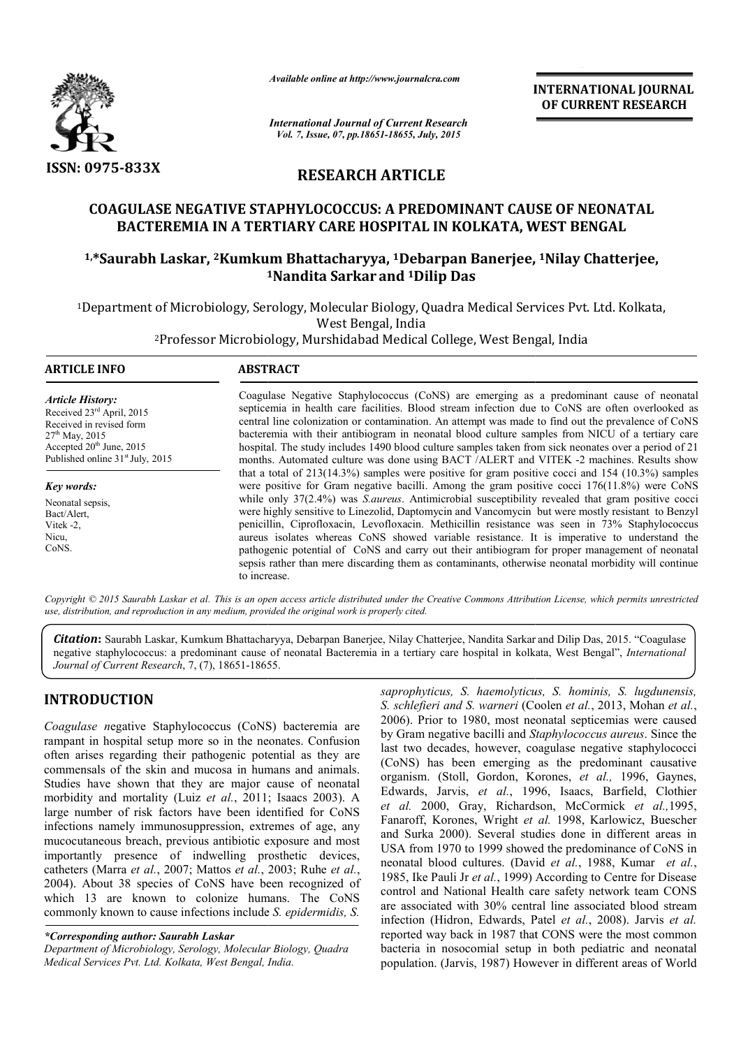ISSN: 0975-833X

*Available online at http://www.journalcra.com*

*International Journal of Current Research*
*Vol. 7, Issue, 07, pp.18651-18655, July, 2015*

**INTERNATIONAL JOURNAL OF CURRENT RESEARCH**

## RESEARCH ARTICLE

# COAGULASE NEGATIVE STAPHYLOCOCCUS: A PREDOMINANT CAUSE OF NEONATAL BACTEREMIA IN A TERTIARY CARE HOSPITAL IN KOLKATA, WEST BENGAL

**[1,*]Saurabh Laskar, [2]Kumkum Bhattacharyya, [1]Debarpan Banerjee, [1]Nilay Chatterjee, [1]Nandita Sarkar and [1]Dilip Das**

[1]Department of Microbiology, Serology, Molecular Biology, Quadra Medical Services Pvt. Ltd. Kolkata, West Bengal, India

[2]Professor Microbiology, Murshidabad Medical College, West Bengal, India

### ARTICLE INFO

*Article History:*
Received 23rd April, 2015
Received in revised form
27th May, 2015
Accepted 20th June, 2015
Published online 31st July, 2015

*Key words:*
Neonatal sepsis,
Bact/Alert,
Vitek -2,
Nicu,
CoNS.

### ABSTRACT

Coagulase Negative Staphylococcus (CoNS) are emerging as a predominant cause of neonatal septicemia in health care facilities. Blood stream infection due to CoNS are often overlooked as central line colonization or contamination. An attempt was made to find out the prevalence of CoNS bacteremia with their antibiogram in neonatal blood culture samples from NICU of a tertiary care hospital. The study includes 1490 blood culture samples taken from sick neonates over a period of 21 months. Automated culture was done using BACT /ALERT and VITEK -2 machines. Results show that a total of 213(14.3%) samples were positive for gram positive cocci and 154 (10.3%) samples were positive for Gram negative bacilli. Among the gram positive cocci 176(11.8%) were CoNS while only 37(2.4%) was *S.aureus*. Antimicrobial susceptibility revealed that gram positive cocci were highly sensitive to Linezolid, Daptomycin and Vancomycin but were mostly resistant to Benzyl penicillin, Ciprofloxacin, Levofloxacin. Methicillin resistance was seen in 73% Staphylococcus aureus isolates whereas CoNS showed variable resistance. It is imperative to understand the pathogenic potential of CoNS and carry out their antibiogram for proper management of neonatal sepsis rather than mere discarding them as contaminants, otherwise neonatal morbidity will continue to increase.

*Copyright © 2015 Saurabh Laskar et al. This is an open access article distributed under the Creative Commons Attribution License, which permits unrestricted use, distribution, and reproduction in any medium, provided the original work is properly cited.*

***Citation***: Saurabh Laskar, Kumkum Bhattacharyya, Debarpan Banerjee, Nilay Chatterjee, Nandita Sarkar and Dilip Das, 2015. "Coagulase negative staphylococcus: a predominant cause of neonatal Bacteremia in a tertiary care hospital in kolkata, West Bengal", *International Journal of Current Research*, 7, (7), 18651-18655.

## INTRODUCTION

*Coagulase n*egative Staphylococcus (CoNS) bacteremia are rampant in hospital setup more so in the neonates. Confusion often arises regarding their pathogenic potential as they are commensals of the skin and mucosa in humans and animals. Studies have shown that they are major cause of neonatal morbidity and mortality (Luiz *et al.*, 2011; Isaacs 2003). A large number of risk factors have been identified for CoNS infections namely immunosuppression, extremes of age, any mucocutaneous breach, previous antibiotic exposure and most importantly presence of indwelling prosthetic devices, catheters (Marra *et al.*, 2007; Mattos *et al.*, 2003; Ruhe *et al.*, 2004). About 38 species of CoNS have been recognized of which 13 are known to colonize humans. The CoNS commonly known to cause infections include *S. epidermidis, S. saprophyticus, S. haemolyticus, S. hominis, S. lugdunensis, S. schlefieri and S. warneri* (Coolen *et al.*, 2013, Mohan *et al.*, 2006). Prior to 1980, most neonatal septicemias were caused by Gram negative bacilli and *Staphylococcus aureus*. Since the last two decades, however, coagulase negative staphylococci (CoNS) has been emerging as the predominant causative organism. (Stoll, Gordon, Korones, *et al.,* 1996, Gaynes, Edwards, Jarvis, *et al.*, 1996, Isaacs, Barfield, Clothier *et al.* 2000, Gray, Richardson, McCormick *et al.,*1995, Fanaroff, Korones, Wright *et al.* 1998, Karlowicz, Buescher and Surka 2000). Several studies done in different areas in USA from 1970 to 1999 showed the predominance of CoNS in neonatal blood cultures. (David *et al.*, 1988, Kumar *et al.*, 1985, Ike Pauli Jr *et al.*, 1999) According to Centre for Disease control and National Health care safety network team CONS are associated with 30% central line associated blood stream infection (Hidron, Edwards, Patel *et al.*, 2008). Jarvis *et al.* reported way back in 1987 that CONS were the most common bacteria in nosocomial setup in both pediatric and neonatal population. (Jarvis, 1987) However in different areas of World

**\*Corresponding author: Saurabh Laskar**
*Department of Microbiology, Serology, Molecular Biology, Quadra Medical Services Pvt. Ltd. Kolkata, West Bengal, India.*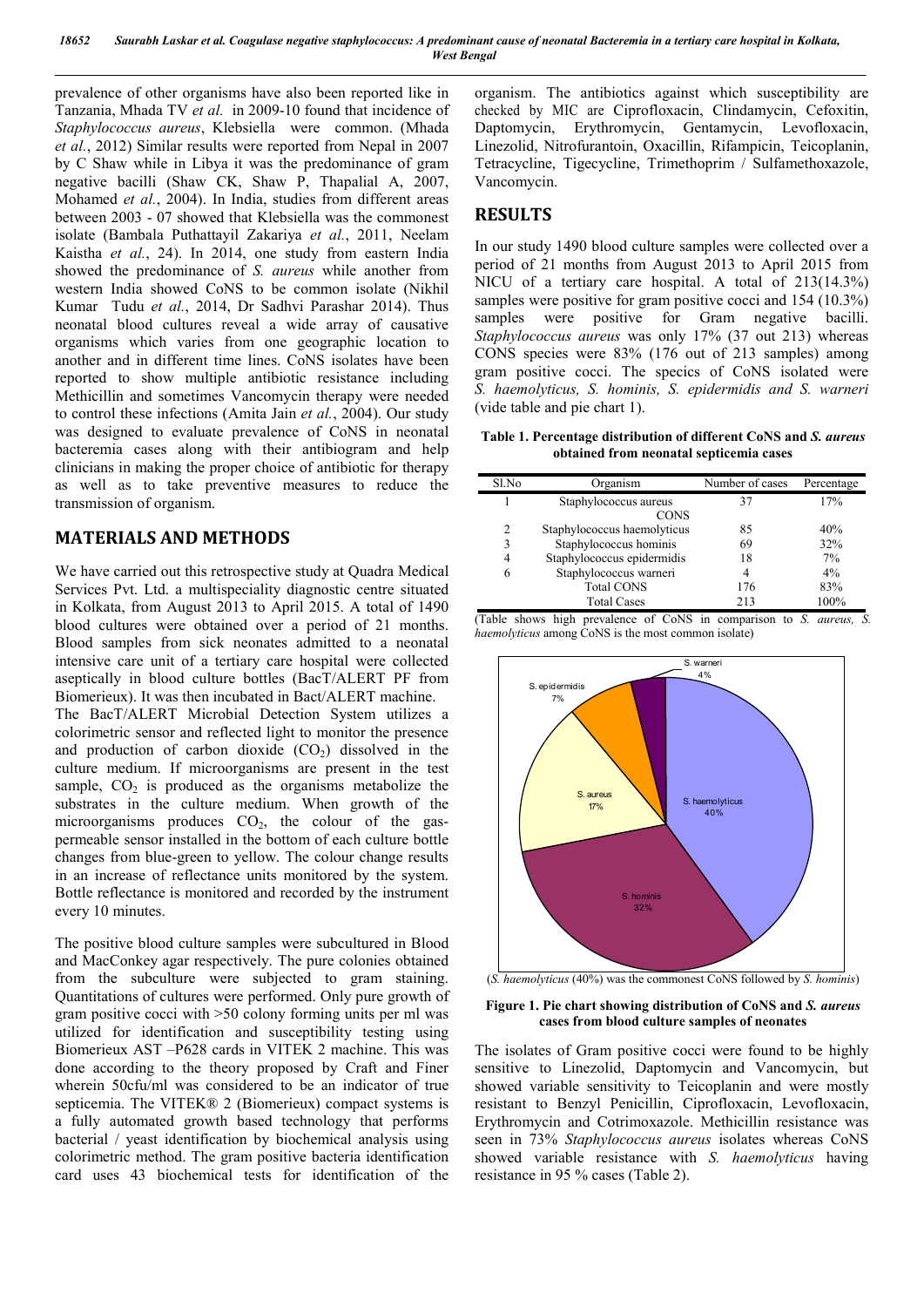prevalence of other organisms have also been reported like in Tanzania, Mhada TV *et al.* in 2009-10 found that incidence of *Staphylococcus aureus*, Klebsiella were common. (Mhada *et al.*, 2012) Similar results were reported from Nepal in 2007 by C Shaw while in Libya it was the predominance of gram negative bacilli (Shaw CK, Shaw P, Thapalial A, 2007, Mohamed *et al.*, 2004). In India, studies from different areas between 2003 - 07 showed that Klebsiella was the commonest isolate (Bambala Puthattayil Zakariya *et al.*, 2011, Neelam Kaistha *et al.*, 24). In 2014, one study from eastern India showed the predominance of *S. aureus* while another from western India showed CoNS to be common isolate (Nikhil Kumar Tudu *et al.*, 2014, Dr Sadhvi Parashar 2014). Thus neonatal blood cultures reveal a wide array of causative organisms which varies from one geographic location to another and in different time lines. CoNS isolates have been reported to show multiple antibiotic resistance including Methicillin and sometimes Vancomycin therapy were needed to control these infections (Amita Jain *et al.*, 2004). Our study was designed to evaluate prevalence of CoNS in neonatal bacteremia cases along with their antibiogram and help clinicians in making the proper choice of antibiotic for therapy as well as to take preventive measures to reduce the transmission of organism.

## MATERIALS AND METHODS

We have carried out this retrospective study at Quadra Medical Services Pvt. Ltd. a multispeciality diagnostic centre situated in Kolkata, from August 2013 to April 2015. A total of 1490 blood cultures were obtained over a period of 21 months. Blood samples from sick neonates admitted to a neonatal intensive care unit of a tertiary care hospital were collected aseptically in blood culture bottles (BacT/ALERT PF from Biomerieux). It was then incubated in Bact/ALERT machine.

The BacT/ALERT Microbial Detection System utilizes a colorimetric sensor and reflected light to monitor the presence and production of carbon dioxide ($CO_2$) dissolved in the culture medium. If microorganisms are present in the test sample, $CO_2$ is produced as the organisms metabolize the substrates in the culture medium. When growth of the microorganisms produces $CO_2$, the colour of the gas-permeable sensor installed in the bottom of each culture bottle changes from blue-green to yellow. The colour change results in an increase of reflectance units monitored by the system. Bottle reflectance is monitored and recorded by the instrument every 10 minutes.

The positive blood culture samples were subcultured in Blood and MacConkey agar respectively. The pure colonies obtained from the subculture were subjected to gram staining. Quantitations of cultures were performed. Only pure growth of gram positive cocci with >50 colony forming units per ml was utilized for identification and susceptibility testing using Biomerieux AST –P628 cards in VITEK 2 machine. This was done according to the theory proposed by Craft and Finer wherein 50cfu/ml was considered to be an indicator of true septicemia. The VITEK® 2 (Biomerieux) compact systems is a fully automated growth based technology that performs bacterial / yeast identification by biochemical analysis using colorimetric method. The gram positive bacteria identification card uses 43 biochemical tests for identification of the organism. The antibiotics against which susceptibility are checked by MIC are Ciprofloxacin, Clindamycin, Cefoxitin, Daptomycin, Erythromycin, Gentamycin, Levofloxacin, Linezolid, Nitrofurantoin, Oxacillin, Rifampicin, Teicoplanin, Tetracycline, Tigecycline, Trimethoprim / Sulfamethoxazole, Vancomycin.

## RESULTS

In our study 1490 blood culture samples were collected over a period of 21 months from August 2013 to April 2015 from NICU of a tertiary care hospital. A total of 213(14.3%) samples were positive for gram positive cocci and 154 (10.3%) samples were positive for Gram negative bacilli. *Staphylococcus aureus* was only 17% (37 out 213) whereas CONS species were 83% (176 out of 213 samples) among gram positive cocci. The specics of CoNS isolated were *S. haemolyticus, S. hominis, S. epidermidis and S. warneri* (vide table and pie chart 1).

**Table 1. Percentage distribution of different CoNS and *S. aureus* obtained from neonatal septicemia cases**

| Sl.No | Organism | Number of cases | Percentage |
|---|---|---|---|
| 1 | Staphylococcus aureus | 37 | 17% |
| | CONS | | |
| 2 | Staphylococcus haemolyticus | 85 | 40% |
| 3 | Staphylococcus hominis | 69 | 32% |
| 4 | Staphylococcus epidermidis | 18 | 7% |
| 6 | Staphylococcus warneri | 4 | 4% |
| | Total CONS | 176 | 83% |
| | Total Cases | 213 | 100% |

(Table shows high prevalence of CoNS in comparison to *S. aureus, S. haemolyticus* among CoNS is the most common isolate)

(*S. haemolyticus* (40%) was the commonest CoNS followed by *S. hominis*)

**Figure 1. Pie chart showing distribution of CoNS and *S. aureus* cases from blood culture samples of neonates**

The isolates of Gram positive cocci were found to be highly sensitive to Linezolid, Daptomycin and Vancomycin, but showed variable sensitivity to Teicoplanin and were mostly resistant to Benzyl Penicillin, Ciprofloxacin, Levofloxacin, Erythromycin and Cotrimoxazole. Methicillin resistance was seen in 73% *Staphylococcus aureus* isolates whereas CoNS showed variable resistance with *S. haemolyticus* having resistance in 95 % cases (Table 2).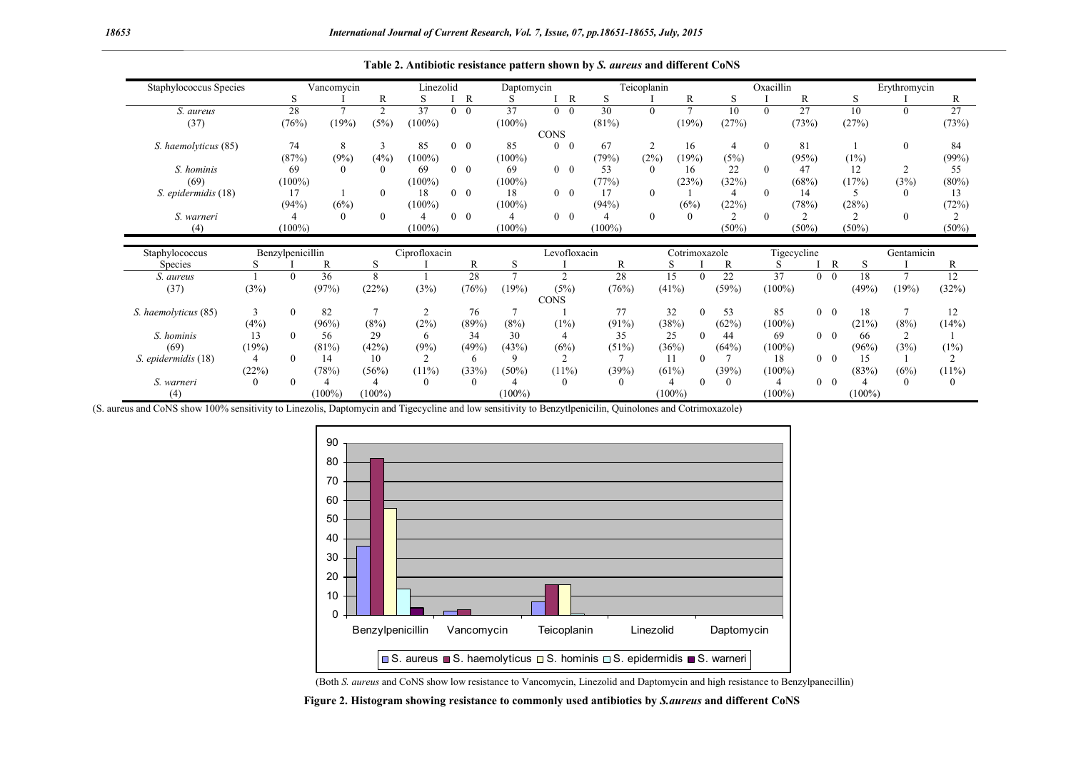**Table 2. Antibiotic resistance pattern shown by *S. aureus* and different CoNS**

| Staphylococcus Species | Vancomycin | | | Linezolid | | | Daptomycin | | | Teicoplanin | | | Oxacillin | | | Erythromycin | | |
|---|---|---|---|---|---|---|---|---|---|---|---|---|---|---|---|---|---|---|
| | S | I | R | S | I | R | S | I | R | S | I | R | S | I | R | S | I | R |
| *S. aureus* (37) | 28 (76%) | 7 (19%) | 2 (5%) | 37 (100%) | 0 | 0 | 37 (100%) | 0 | 0 | 30 (81%) | 0 | 7 (19%) | 10 (27%) | 0 | 27 (73%) | 10 (27%) | 0 | 27 (73%) |
| CONS | | | | | | | | | | | | | | | | | | |
| *S. haemolyticus* (85) | 74 (87%) | 8 (9%) | 3 (4%) | 85 (100%) | 0 | 0 | 85 (100%) | 0 | 0 | 67 (79%) | 2 (2%) | 16 (19%) | 4 (5%) | 0 | 81 (95%) | 1 (1%) | 0 | 84 (99%) |
| *S. hominis* (69) | 69 (100%) | 0 | 0 | 69 (100%) | 0 | 0 | 69 (100%) | 0 | 0 | 53 (77%) | 0 | 16 (23%) | 22 (32%) | 0 | 47 (68%) | 12 (17%) | 2 (3%) | 55 (80%) |
| *S. epidermidis* (18) | 17 (94%) | 1 (6%) | 0 | 18 (100%) | 0 | 0 | 18 (100%) | 0 | 0 | 17 (94%) | 0 | 1 (6%) | 4 (22%) | 0 | 14 (78%) | 5 (28%) | 0 | 13 (72%) |
| *S. warneri* (4) | 4 (100%) | 0 | 0 | 4 (100%) | 0 | 0 | 4 (100%) | 0 | 0 | 4 (100%) | 0 | 0 | 2 (50%) | 0 | 2 (50%) | 2 (50%) | 0 | 2 (50%) |

| Staphylococcus Species | Benzylpenicillin | | | Ciprofloxacin | | | Levofloxacin | | | Cotrimoxazole | | | Tigecycline | | | Gentamicin | | |
|---|---|---|---|---|---|---|---|---|---|---|---|---|---|---|---|---|---|---|
| | S | I | R | S | I | R | S | I | R | S | I | R | S | I | R | S | I | R |
| *S. aureus* (37) | 1 (3%) | 0 | 36 (97%) | 8 (22%) | 1 (3%) | 28 (76%) | 7 (19%) | 2 (5%) | 28 (76%) | 15 (41%) | 0 | 22 (59%) | 37 (100%) | 0 | 0 | 18 (49%) | 7 (19%) | 12 (32%) |
| CONS | | | | | | | | | | | | | | | | | | |
| *S. haemolyticus* (85) | 3 (4%) | 0 | 82 (96%) | 7 (8%) | 2 (2%) | 76 (89%) | 7 (8%) | 1 (1%) | 77 (91%) | 32 (38%) | 0 | 53 (62%) | 85 (100%) | 0 | 0 | 18 (21%) | 7 (8%) | 12 (14%) |
| *S. hominis* (69) | 13 (19%) | 0 | 56 (81%) | 29 (42%) | 6 (9%) | 34 (49%) | 30 (43%) | 4 (6%) | 35 (51%) | 25 (36%) | 0 | 44 (64%) | 69 (100%) | 0 | 0 | 66 (96%) | 2 (3%) | 1 (1%) |
| *S. epidermidis* (18) | 4 (22%) | 0 | 14 (78%) | 10 (56%) | 2 (11%) | 6 (33%) | 9 (50%) | 2 (11%) | 7 (39%) | 11 (61%) | 0 | 7 (39%) | 18 (100%) | 0 | 0 | 15 (83%) | 1 (6%) | 2 (11%) |
| *S. warneri* (4) | 0 | 0 | 4 (100%) | 4 (100%) | 0 | 0 | 4 (100%) | 0 | 0 | 4 (100%) | 0 | 0 | 4 (100%) | 0 | 0 | 4 (100%) | 0 | 0 |

(S. aureus and CoNS show 100% sensitivity to Linezolis, Daptomycin and Tigecycline and low sensitivity to Benzytlpenicilin, Quinolones and Cotrimoxazole)

(Both *S. aureus* and CoNS show low resistance to Vancomycin, Linezolid and Daptomycin and high resistance to Benzylpanecillin)

**Figure 2. Histogram showing resistance to commonly used antibiotics by *S.aureus* and different CoNS**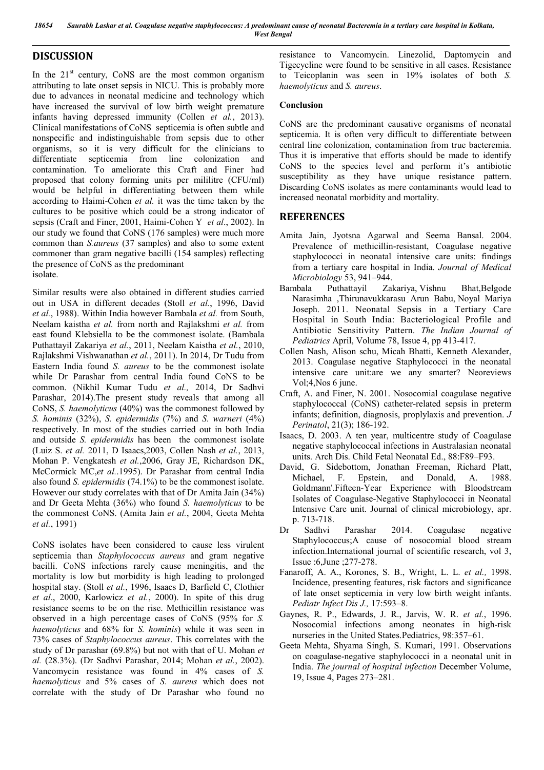## DISCUSSION

In the 21st century, CoNS are the most common organism attributing to late onset sepsis in NICU. This is probably more due to advances in neonatal medicine and technology which have increased the survival of low birth weight premature infants having depressed immunity (Collen *et al.*, 2013). Clinical manifestations of CoNS septicemia is often subtle and nonspecific and indistinguishable from sepsis due to other organisms, so it is very difficult for the clinicians to differentiate septicemia from line colonization and contamination. To ameliorate this Craft and Finer had proposed that colony forming units per mililitre (CFU/ml) would be helpful in differentiating between them while according to Haimi-Cohen *et al.* it was the time taken by the cultures to be positive which could be a strong indicator of sepsis (Craft and Finer, 2001, Haimi-Cohen Y *et al*., 2002). In our study we found that CoNS (176 samples) were much more common than *S.aureus* (37 samples) and also to some extent commoner than gram negative bacilli (154 samples) reflecting the presence of CoNS as the predominant isolate.

Similar results were also obtained in different studies carried out in USA in different decades (Stoll *et al.*, 1996, David *et al.*, 1988). Within India however Bambala *et al.* from South, Neelam kaistha *et al.* from north and Rajlakshmi *et al.* from east found Klebsiella to be the commonest isolate. (Bambala Puthattayil Zakariya *et al.*, 2011, Neelam Kaistha *et al.*, 2010, Rajlakshmi Vishwanathan *et al.*, 2011). In 2014, Dr Tudu from Eastern India found *S. aureus* to be the commonest isolate while Dr Parashar from central India found CoNS to be common. (Nikhil Kumar Tudu *et al.,* 2014, Dr Sadhvi Parashar, 2014).The present study reveals that among all CoNS, *S. haemolyticus* (40%) was the commonest followed by *S. hominis* (32%), *S. epidermidis* (7%) and *S. warneri* (4%) respectively. In most of the studies carried out in both India and outside *S. epidermidis* has been the commonest isolate (Luiz S. *et al.* 2011, D Isaacs,2003, Collen Nash *et al.*, 2013, Mohan P. Vengkatesh *et al.*,2006, Gray JE, Richardson DK, McCormick MC,*et al.*.1995). Dr Parashar from central India also found *S. epidermidis* (74.1%) to be the commonest isolate. However our study correlates with that of Dr Amita Jain (34%) and Dr Geeta Mehta (36%) who found *S. haemolyticus* to be the commonest CoNS. (Amita Jain *et al.*, 2004, Geeta Mehta *et al.*, 1991)

CoNS isolates have been considered to cause less virulent septicemia than *Staphylococcus aureus* and gram negative bacilli. CoNS infections rarely cause meningitis, and the mortality is low but morbidity is high leading to prolonged hospital stay. (Stoll *et al.*, 1996, Isaacs D, Barfield C, Clothier *et al*., 2000, Karlowicz *et al.*, 2000). In spite of this drug resistance seems to be on the rise. Methicillin resistance was observed in a high percentage cases of CoNS (95% for *S. haemolyticus* and 68% for *S. hominis*) while it was seen in 73% cases of *Staphylococcus aureus*. This correlates with the study of Dr parashar (69.8%) but not with that of U. Mohan *et al.* (28.3%). (Dr Sadhvi Parashar, 2014; Mohan *et al.*, 2002). Vancomycin resistance was found in 4% cases of *S. haemolyticus* and 5% cases of *S. aureus* which does not correlate with the study of Dr Parashar who found no resistance to Vancomycin. Linezolid, Daptomycin and Tigecycline were found to be sensitive in all cases. Resistance to Teicoplanin was seen in 19% isolates of both *S. haemolyticus* and *S. aureus*.

### Conclusion

CoNS are the predominant causative organisms of neonatal septicemia. It is often very difficult to differentiate between central line colonization, contamination from true bacteremia. Thus it is imperative that efforts should be made to identify CoNS to the species level and perform it's antibiotic susceptibility as they have unique resistance pattern. Discarding CoNS isolates as mere contaminants would lead to increased neonatal morbidity and mortality.

## REFERENCES

Amita Jain, Jyotsna Agarwal and Seema Bansal. 2004. Prevalence of methicillin-resistant, Coagulase negative staphylococci in neonatal intensive care units: findings from a tertiary care hospital in India. *Journal of Medical Microbiology* 53, 941–944.

Bambala Puthattayil Zakariya, Vishnu Bhat,Belgode Narasimha ,Thirunavukkarasu Arun Babu, Noyal Mariya Joseph. 2011. Neonatal Sepsis in a Tertiary Care Hospital in South India: Bacteriological Profile and Antibiotic Sensitivity Pattern. *The Indian Journal of Pediatrics* April, Volume 78, Issue 4, pp 413-417.

Collen Nash, Alison schu, Micah Bhatti, Kenneth Alexander, 2013. Coagulase negative Staphylococci in the neonatal intensive care unit:are we any smarter? Neoreviews Vol;4,Nos 6 june.

Craft, A. and Finer, N. 2001. Nosocomial coagulase negative staphylococcal (CoNS) catheter-related sepsis in preterm infants; definition, diagnosis, proplylaxis and prevention. *J Perinatol*, 21(3); 186-192.

Isaacs, D. 2003. A ten year, multicentre study of Coagulase negative staphylococcal infections in Australasian neonatal units. Arch Dis. Child Fetal Neonatal Ed., 88:F89–F93.

David, G. Sidebottom, Jonathan Freeman, Richard Platt, Michael, F. Epstein, and Donald, A. 1988. Goldmann'.Fifteen-Year Experience with Bloodstream Isolates of Coagulase-Negative Staphylococci in Neonatal Intensive Care unit. Journal of clinical microbiology, apr. p. 713-718.

Dr Sadhvi Parashar 2014. Coagulase negative Staphylococcus;A cause of nosocomial blood stream infection.International journal of scientific research, vol 3, Issue :6,June ;277-278.

Fanaroff, A. A., Korones, S. B., Wright, L. L. *et al.,* 1998. Incidence, presenting features, risk factors and significance of late onset septicemia in very low birth weight infants. *Pediatr Infect Dis J.,* 17:593–8.

Gaynes, R. P., Edwards, J. R., Jarvis, W. R. *et al.*, 1996. Nosocomial infections among neonates in high-risk nurseries in the United States.Pediatrics, 98:357–61.

Geeta Mehta, Shyama Singh, S. Kumari, 1991. Observations on coagulase-negative staphylococci in a neonatal unit in India. *The journal of hospital infection* December Volume, 19, Issue 4, Pages 273–281.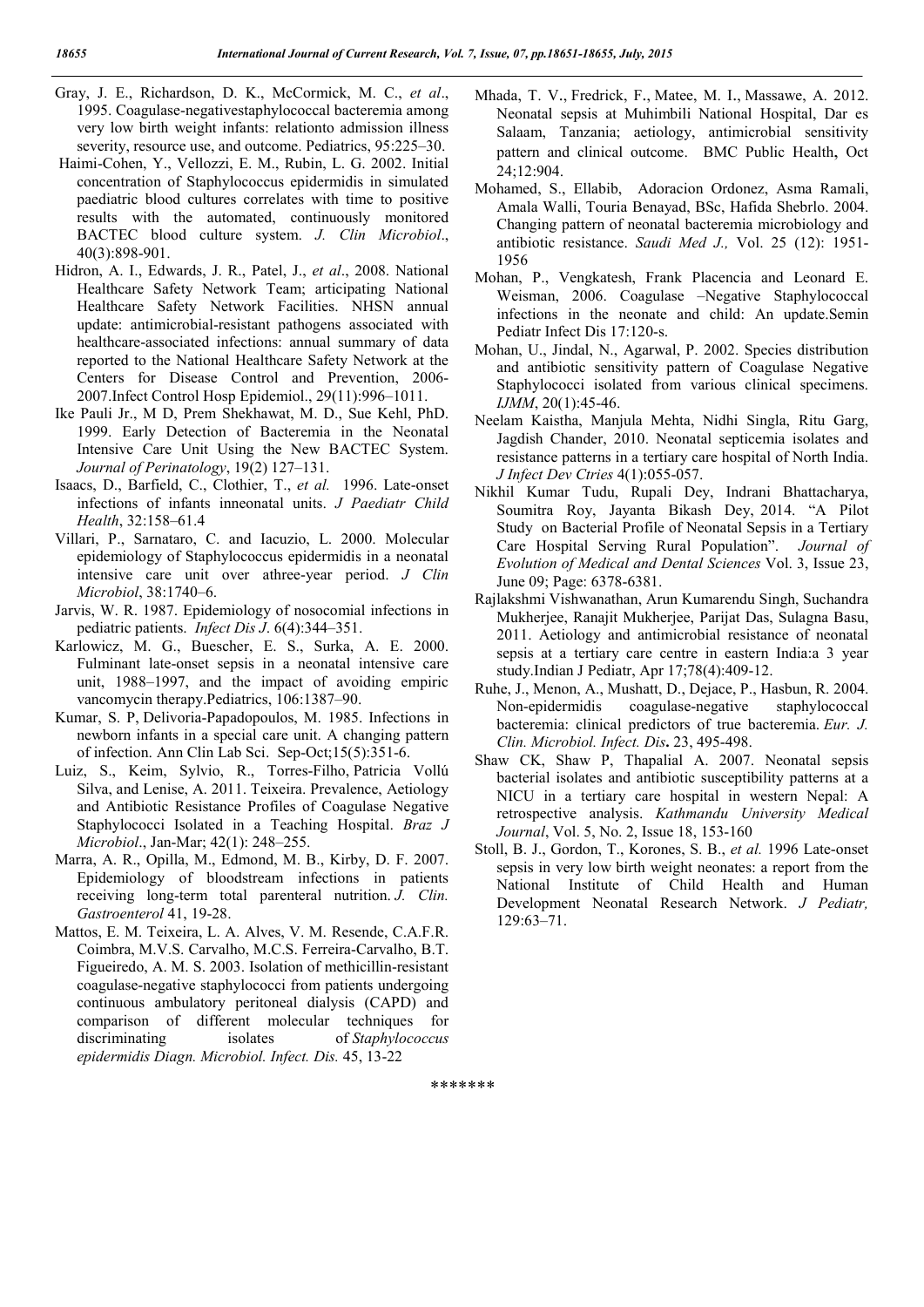Gray, J. E., Richardson, D. K., McCormick, M. C., *et al*., 1995. Coagulase-negativestaphylococcal bacteremia among very low birth weight infants: relationto admission illness severity, resource use, and outcome. Pediatrics, 95:225–30.

Haimi-Cohen, Y., Vellozzi, E. M., Rubin, L. G. 2002. Initial concentration of Staphylococcus epidermidis in simulated paediatric blood cultures correlates with time to positive results with the automated, continuously monitored BACTEC blood culture system. *J. Clin Microbiol*., 40(3):898-901.

Hidron, A. I., Edwards, J. R., Patel, J., *et al*., 2008. National Healthcare Safety Network Team; articipating National Healthcare Safety Network Facilities. NHSN annual update: antimicrobial-resistant pathogens associated with healthcare-associated infections: annual summary of data reported to the National Healthcare Safety Network at the Centers for Disease Control and Prevention, 2006-2007.Infect Control Hosp Epidemiol., 29(11):996–1011.

Ike Pauli Jr., M D, Prem Shekhawat, M. D., Sue Kehl, PhD. 1999. Early Detection of Bacteremia in the Neonatal Intensive Care Unit Using the New BACTEC System. *Journal of Perinatology*, 19(2) 127–131.

Isaacs, D., Barfield, C., Clothier, T., *et al.* 1996. Late-onset infections of infants inneonatal units. *J Paediatr Child Health*, 32:158–61.4

Villari, P., Sarnataro, C. and Iacuzio, L. 2000. Molecular epidemiology of Staphylococcus epidermidis in a neonatal intensive care unit over athree-year period. *J Clin Microbiol*, 38:1740–6.

Jarvis, W. R. 1987. Epidemiology of nosocomial infections in pediatric patients. *Infect Dis J*. 6(4):344–351.

Karlowicz, M. G., Buescher, E. S., Surka, A. E. 2000. Fulminant late-onset sepsis in a neonatal intensive care unit, 1988–1997, and the impact of avoiding empiric vancomycin therapy.Pediatrics, 106:1387–90.

Kumar, S. P, Delivoria-Papadopoulos, M. 1985. Infections in newborn infants in a special care unit. A changing pattern of infection. Ann Clin Lab Sci. Sep-Oct;15(5):351-6.

Luiz, S., Keim, Sylvio, R., Torres-Filho, Patricia Vollú Silva, and Lenise, A. 2011. Teixeira. Prevalence, Aetiology and Antibiotic Resistance Profiles of Coagulase Negative Staphylococci Isolated in a Teaching Hospital. *Braz J Microbiol*., Jan-Mar; 42(1): 248–255.

Marra, A. R., Opilla, M., Edmond, M. B., Kirby, D. F. 2007. Epidemiology of bloodstream infections in patients receiving long-term total parenteral nutrition. *J. Clin. Gastroenterol* 41, 19-28.

Mattos, E. M. Teixeira, L. A. Alves, V. M. Resende, C.A.F.R. Coimbra, M.V.S. Carvalho, M.C.S. Ferreira-Carvalho, B.T. Figueiredo, A. M. S. 2003. Isolation of methicillin-resistant coagulase-negative staphylococci from patients undergoing continuous ambulatory peritoneal dialysis (CAPD) and comparison of different molecular techniques for discriminating isolates of *Staphylococcus epidermidis Diagn. Microbiol. Infect. Dis.* 45, 13-22

Mhada, T. V., Fredrick, F., Matee, M. I., Massawe, A. 2012. Neonatal sepsis at Muhimbili National Hospital, Dar es Salaam, Tanzania; aetiology, antimicrobial sensitivity pattern and clinical outcome. BMC Public Health, Oct 24;12:904.

Mohamed, S., Ellabib, Adoracion Ordonez, Asma Ramali, Amala Walli, Touria Benayad, BSc, Hafida Shebrlo. 2004. Changing pattern of neonatal bacteremia microbiology and antibiotic resistance. *Saudi Med J.,* Vol. 25 (12): 1951-1956

Mohan, P., Vengkatesh, Frank Placencia and Leonard E. Weisman, 2006. Coagulase –Negative Staphylococcal infections in the neonate and child: An update.Semin Pediatr Infect Dis 17:120-s.

Mohan, U., Jindal, N., Agarwal, P. 2002. Species distribution and antibiotic sensitivity pattern of Coagulase Negative Staphylococci isolated from various clinical specimens. *IJMM*, 20(1):45-46.

Neelam Kaistha, Manjula Mehta, Nidhi Singla, Ritu Garg, Jagdish Chander, 2010. Neonatal septicemia isolates and resistance patterns in a tertiary care hospital of North India. *J Infect Dev Ctries* 4(1):055-057.

Nikhil Kumar Tudu, Rupali Dey, Indrani Bhattacharya, Soumitra Roy, Jayanta Bikash Dey, 2014. "A Pilot Study on Bacterial Profile of Neonatal Sepsis in a Tertiary Care Hospital Serving Rural Population". *Journal of Evolution of Medical and Dental Sciences* Vol. 3, Issue 23, June 09; Page: 6378-6381.

Rajlakshmi Vishwanathan, Arun Kumarendu Singh, Suchandra Mukherjee, Ranajit Mukherjee, Parijat Das, Sulagna Basu, 2011. Aetiology and antimicrobial resistance of neonatal sepsis at a tertiary care centre in eastern India:a 3 year study.Indian J Pediatr, Apr 17;78(4):409-12.

Ruhe, J., Menon, A., Mushatt, D., Dejace, P., Hasbun, R. 2004. Non-epidermidis coagulase-negative staphylococcal bacteremia: clinical predictors of true bacteremia. *Eur. J. Clin. Microbiol. Infect. Dis***.** 23, 495-498.

Shaw CK, Shaw P, Thapalial A. 2007. Neonatal sepsis bacterial isolates and antibiotic susceptibility patterns at a NICU in a tertiary care hospital in western Nepal: A retrospective analysis. *Kathmandu University Medical Journal*, Vol. 5, No. 2, Issue 18, 153-160

Stoll, B. J., Gordon, T., Korones, S. B., *et al.* 1996 Late-onset sepsis in very low birth weight neonates: a report from the National Institute of Child Health and Human Development Neonatal Research Network. *J Pediatr,* 129:63–71.

\*\*\*\*\*\*\*